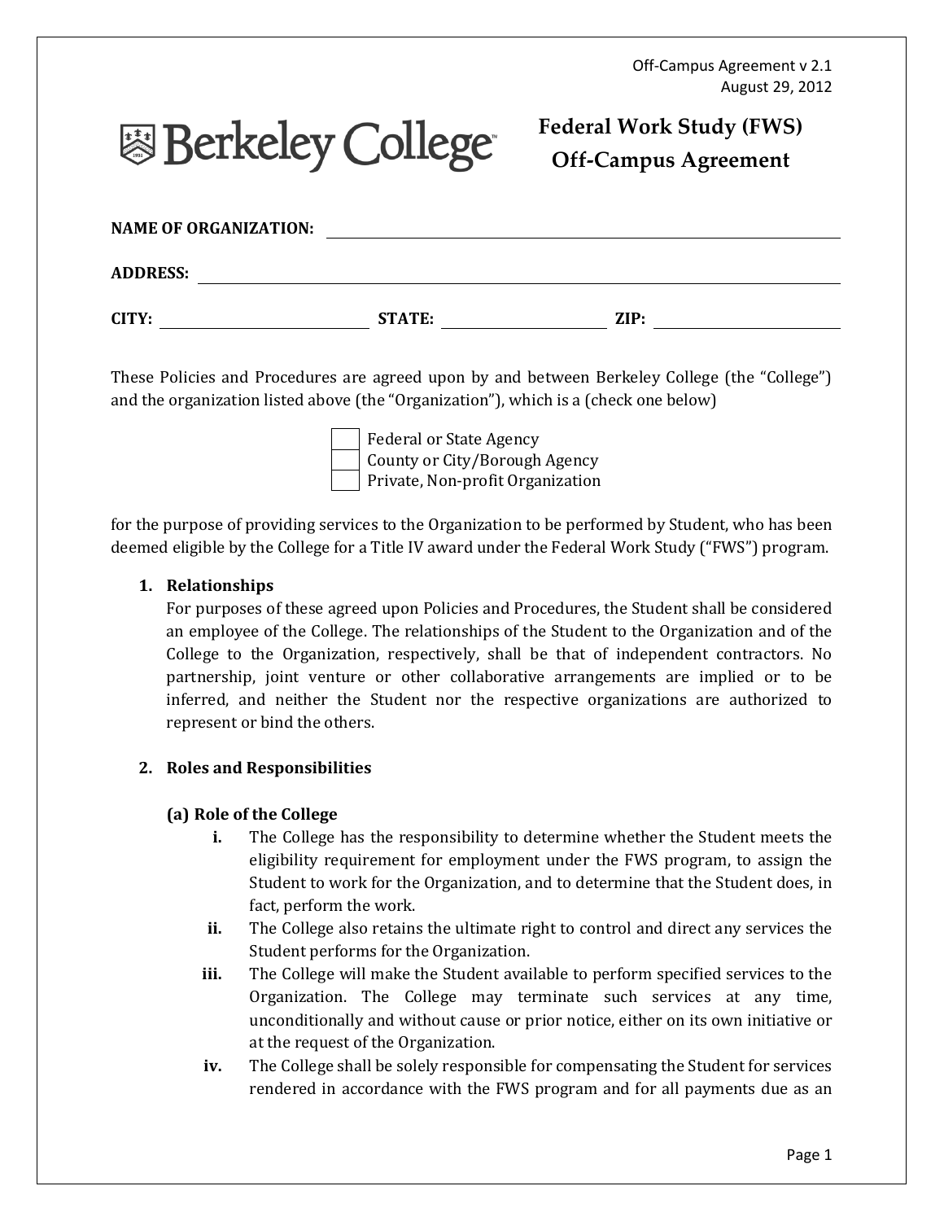Off-Campus Agreement v 2.1
August 29, 2012

Berkeley College

# Federal Work Study (FWS) Off-Campus Agreement

**NAME OF ORGANIZATION:** \_\_\_\_\_\_\_\_\_\_\_\_\_\_\_\_\_\_\_\_\_\_\_\_\_\_\_\_\_\_\_\_\_\_\_\_\_\_\_\_

**ADDRESS:** \_\_\_\_\_\_\_\_\_\_\_\_\_\_\_\_\_\_\_\_\_\_\_\_\_\_\_\_\_\_\_\_\_\_\_\_\_\_\_\_\_\_\_\_\_\_\_\_\_\_

**CITY:** \_\_\_\_\_\_\_\_\_\_\_\_\_\_\_\_\_\_ **STATE:** \_\_\_\_\_\_\_\_\_\_\_\_\_\_ **ZIP:** \_\_\_\_\_\_\_\_\_\_\_\_\_\_

These Policies and Procedures are agreed upon by and between Berkeley College (the "College") and the organization listed above (the "Organization"), which is a (check one below)

- ☐ Federal or State Agency
- ☐ County or City/Borough Agency
- ☐ Private, Non-profit Organization

for the purpose of providing services to the Organization to be performed by Student, who has been deemed eligible by the College for a Title IV award under the Federal Work Study ("FWS") program.

1. **Relationships**

   For purposes of these agreed upon Policies and Procedures, the Student shall be considered an employee of the College. The relationships of the Student to the Organization and of the College to the Organization, respectively, shall be that of independent contractors. No partnership, joint venture or other collaborative arrangements are implied or to be inferred, and neither the Student nor the respective organizations are authorized to represent or bind the others.

2. **Roles and Responsibilities**

   **(a) Role of the College**

   i. The College has the responsibility to determine whether the Student meets the eligibility requirement for employment under the FWS program, to assign the Student to work for the Organization, and to determine that the Student does, in fact, perform the work.

   ii. The College also retains the ultimate right to control and direct any services the Student performs for the Organization.

   iii. The College will make the Student available to perform specified services to the Organization. The College may terminate such services at any time, unconditionally and without cause or prior notice, either on its own initiative or at the request of the Organization.

   iv. The College shall be solely responsible for compensating the Student for services rendered in accordance with the FWS program and for all payments due as an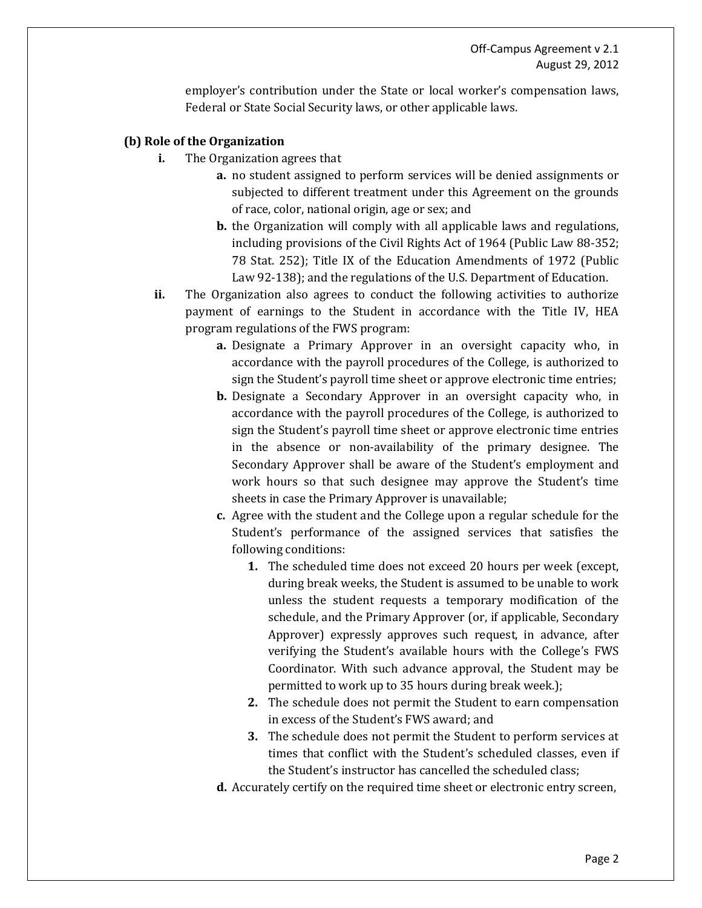employer's contribution under the State or local worker's compensation laws, Federal or State Social Security laws, or other applicable laws.

**(b) Role of the Organization**

**i.** The Organization agrees that

- **a.** no student assigned to perform services will be denied assignments or subjected to different treatment under this Agreement on the grounds of race, color, national origin, age or sex; and
- **b.** the Organization will comply with all applicable laws and regulations, including provisions of the Civil Rights Act of 1964 (Public Law 88-352; 78 Stat. 252); Title IX of the Education Amendments of 1972 (Public Law 92-138); and the regulations of the U.S. Department of Education.

**ii.** The Organization also agrees to conduct the following activities to authorize payment of earnings to the Student in accordance with the Title IV, HEA program regulations of the FWS program:

- **a.** Designate a Primary Approver in an oversight capacity who, in accordance with the payroll procedures of the College, is authorized to sign the Student's payroll time sheet or approve electronic time entries;
- **b.** Designate a Secondary Approver in an oversight capacity who, in accordance with the payroll procedures of the College, is authorized to sign the Student's payroll time sheet or approve electronic time entries in the absence or non-availability of the primary designee. The Secondary Approver shall be aware of the Student's employment and work hours so that such designee may approve the Student's time sheets in case the Primary Approver is unavailable;
- **c.** Agree with the student and the College upon a regular schedule for the Student's performance of the assigned services that satisfies the following conditions:
  1. The scheduled time does not exceed 20 hours per week (except, during break weeks, the Student is assumed to be unable to work unless the student requests a temporary modification of the schedule, and the Primary Approver (or, if applicable, Secondary Approver) expressly approves such request, in advance, after verifying the Student's available hours with the College's FWS Coordinator. With such advance approval, the Student may be permitted to work up to 35 hours during break week.);
  2. The schedule does not permit the Student to earn compensation in excess of the Student's FWS award; and
  3. The schedule does not permit the Student to perform services at times that conflict with the Student's scheduled classes, even if the Student's instructor has cancelled the scheduled class;
- **d.** Accurately certify on the required time sheet or electronic entry screen,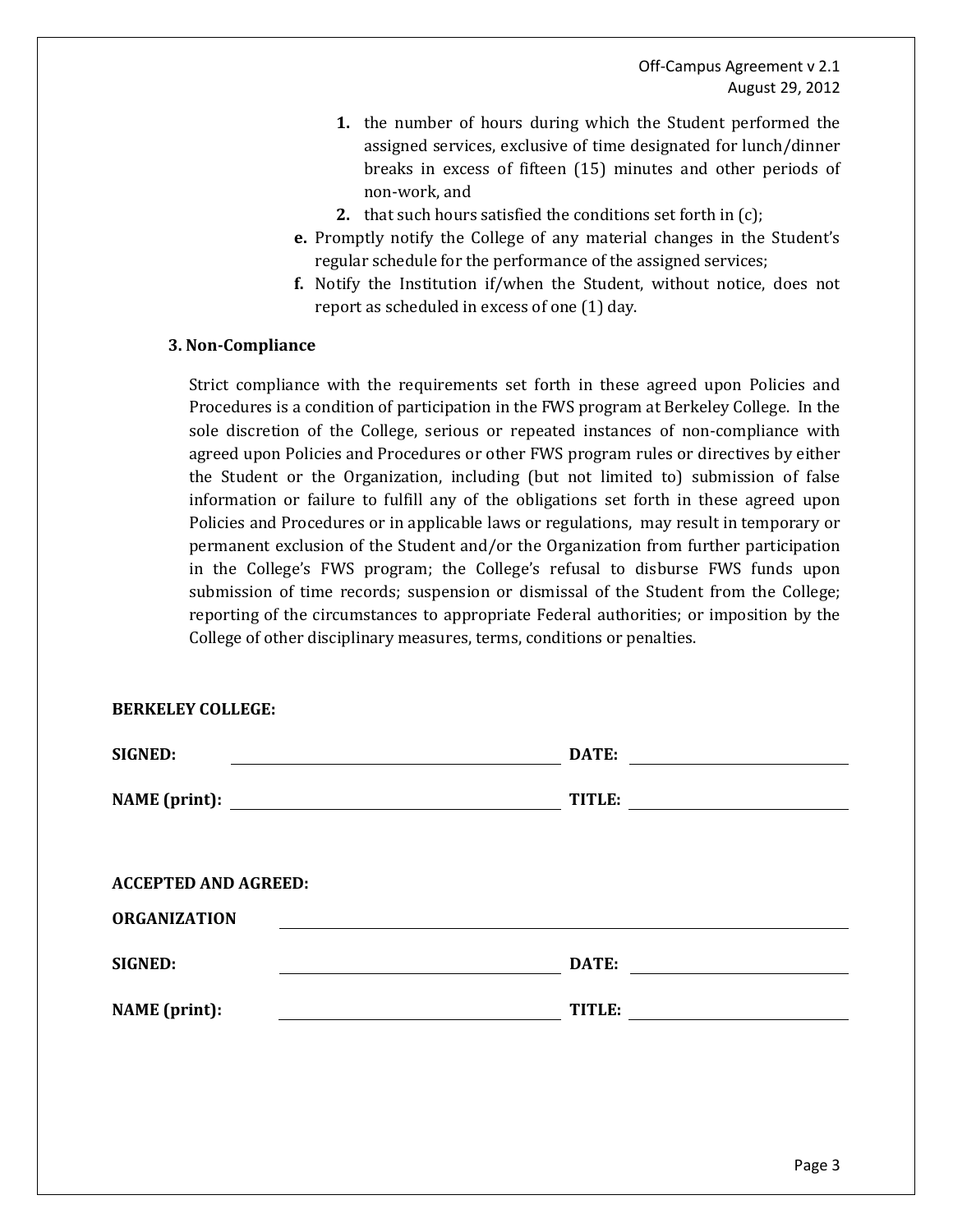1. the number of hours during which the Student performed the assigned services, exclusive of time designated for lunch/dinner breaks in excess of fifteen (15) minutes and other periods of non-work, and
2. that such hours satisfied the conditions set forth in (c);

e. Promptly notify the College of any material changes in the Student's regular schedule for the performance of the assigned services;

f. Notify the Institution if/when the Student, without notice, does not report as scheduled in excess of one (1) day.

**3. Non-Compliance**

Strict compliance with the requirements set forth in these agreed upon Policies and Procedures is a condition of participation in the FWS program at Berkeley College. In the sole discretion of the College, serious or repeated instances of non-compliance with agreed upon Policies and Procedures or other FWS program rules or directives by either the Student or the Organization, including (but not limited to) submission of false information or failure to fulfill any of the obligations set forth in these agreed upon Policies and Procedures or in applicable laws or regulations, may result in temporary or permanent exclusion of the Student and/or the Organization from further participation in the College's FWS program; the College's refusal to disburse FWS funds upon submission of time records; suspension or dismissal of the Student from the College; reporting of the circumstances to appropriate Federal authorities; or imposition by the College of other disciplinary measures, terms, conditions or penalties.

**BERKELEY COLLEGE:**

**SIGNED:** ______________________ **DATE:** ______________

**NAME (print):** ______________________ **TITLE:** ______________

**ACCEPTED AND AGREED:**

**ORGANIZATION** ______________________________

**SIGNED:** ______________________ **DATE:** ______________

**NAME (print):** ______________________ **TITLE:** ______________